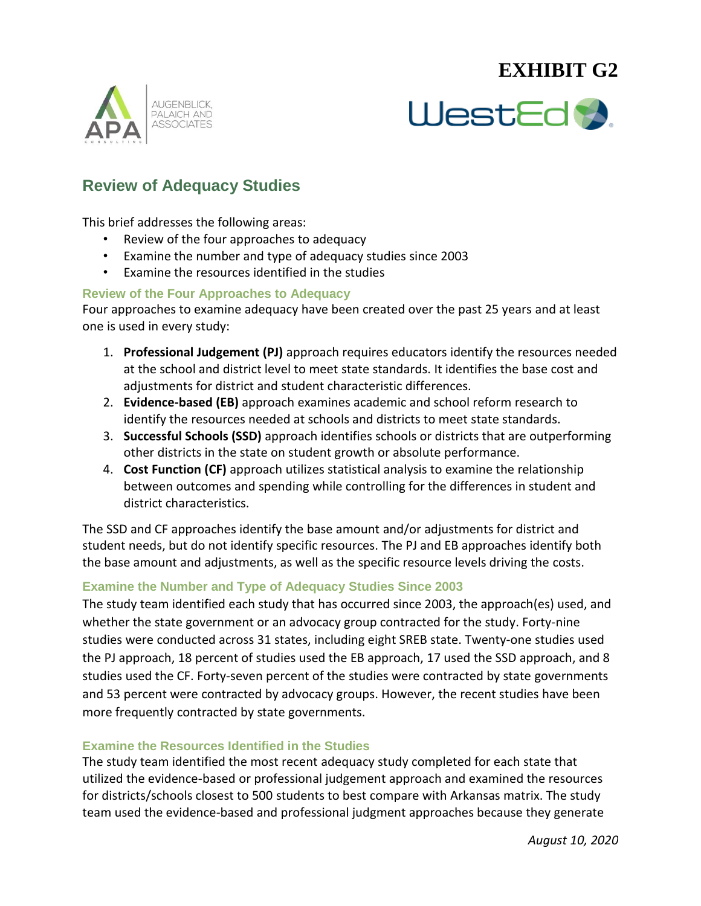**EXHIBIT G2**

AUGENBLICK, PALAICH AND ASSOCIATES

WestEd

## Review of Adequacy Studies

This brief addresses the following areas:

- Review of the four approaches to adequacy
- Examine the number and type of adequacy studies since 2003
- Examine the resources identified in the studies

### Review of the Four Approaches to Adequacy

Four approaches to examine adequacy have been created over the past 25 years and at least one is used in every study:

1. **Professional Judgement (PJ)** approach requires educators identify the resources needed at the school and district level to meet state standards. It identifies the base cost and adjustments for district and student characteristic differences.
2. **Evidence-based (EB)** approach examines academic and school reform research to identify the resources needed at schools and districts to meet state standards.
3. **Successful Schools (SSD)** approach identifies schools or districts that are outperforming other districts in the state on student growth or absolute performance.
4. **Cost Function (CF)** approach utilizes statistical analysis to examine the relationship between outcomes and spending while controlling for the differences in student and district characteristics.

The SSD and CF approaches identify the base amount and/or adjustments for district and student needs, but do not identify specific resources. The PJ and EB approaches identify both the base amount and adjustments, as well as the specific resource levels driving the costs.

### Examine the Number and Type of Adequacy Studies Since 2003

The study team identified each study that has occurred since 2003, the approach(es) used, and whether the state government or an advocacy group contracted for the study. Forty-nine studies were conducted across 31 states, including eight SREB state. Twenty-one studies used the PJ approach, 18 percent of studies used the EB approach, 17 used the SSD approach, and 8 studies used the CF. Forty-seven percent of the studies were contracted by state governments and 53 percent were contracted by advocacy groups. However, the recent studies have been more frequently contracted by state governments.

### Examine the Resources Identified in the Studies

The study team identified the most recent adequacy study completed for each state that utilized the evidence-based or professional judgement approach and examined the resources for districts/schools closest to 500 students to best compare with Arkansas matrix. The study team used the evidence-based and professional judgment approaches because they generate

*August 10, 2020*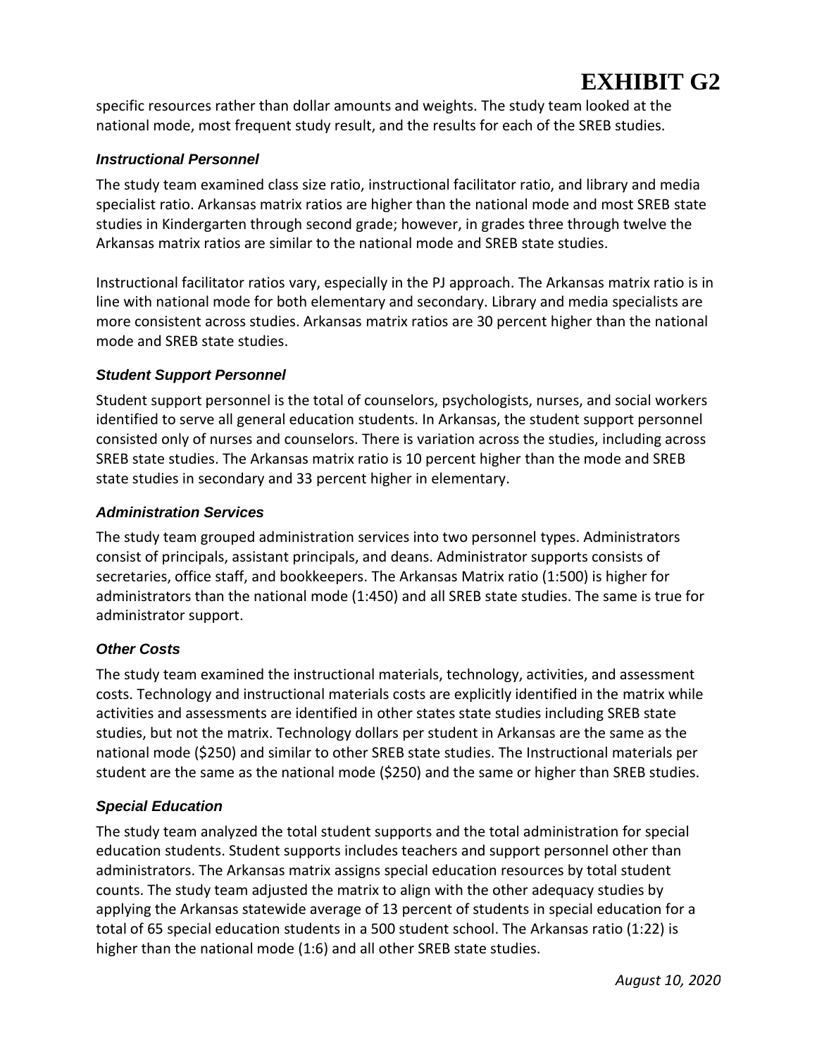specific resources rather than dollar amounts and weights. The study team looked at the national mode, most frequent study result, and the results for each of the SREB studies.

### *Instructional Personnel*

The study team examined class size ratio, instructional facilitator ratio, and library and media specialist ratio. Arkansas matrix ratios are higher than the national mode and most SREB state studies in Kindergarten through second grade; however, in grades three through twelve the Arkansas matrix ratios are similar to the national mode and SREB state studies.

Instructional facilitator ratios vary, especially in the PJ approach. The Arkansas matrix ratio is in line with national mode for both elementary and secondary. Library and media specialists are more consistent across studies. Arkansas matrix ratios are 30 percent higher than the national mode and SREB state studies.

### *Student Support Personnel*

Student support personnel is the total of counselors, psychologists, nurses, and social workers identified to serve all general education students. In Arkansas, the student support personnel consisted only of nurses and counselors. There is variation across the studies, including across SREB state studies. The Arkansas matrix ratio is 10 percent higher than the mode and SREB state studies in secondary and 33 percent higher in elementary.

### *Administration Services*

The study team grouped administration services into two personnel types. Administrators consist of principals, assistant principals, and deans. Administrator supports consists of secretaries, office staff, and bookkeepers. The Arkansas Matrix ratio (1:500) is higher for administrators than the national mode (1:450) and all SREB state studies. The same is true for administrator support.

### *Other Costs*

The study team examined the instructional materials, technology, activities, and assessment costs. Technology and instructional materials costs are explicitly identified in the matrix while activities and assessments are identified in other states state studies including SREB state studies, but not the matrix. Technology dollars per student in Arkansas are the same as the national mode ($250) and similar to other SREB state studies. The Instructional materials per student are the same as the national mode ($250) and the same or higher than SREB studies.

### *Special Education*

The study team analyzed the total student supports and the total administration for special education students. Student supports includes teachers and support personnel other than administrators. The Arkansas matrix assigns special education resources by total student counts. The study team adjusted the matrix to align with the other adequacy studies by applying the Arkansas statewide average of 13 percent of students in special education for a total of 65 special education students in a 500 student school. The Arkansas ratio (1:22) is higher than the national mode (1:6) and all other SREB state studies.